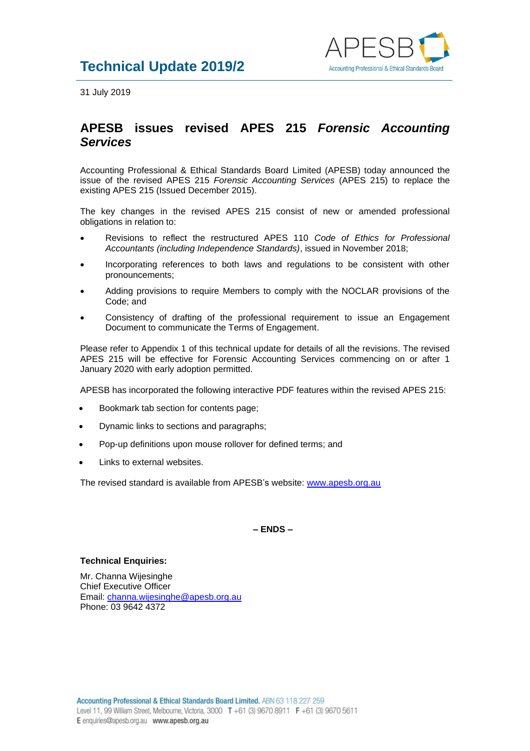# Technical Update 2019/2

31 July 2019

## APESB issues revised APES 215 *Forensic Accounting Services*

Accounting Professional & Ethical Standards Board Limited (APESB) today announced the issue of the revised APES 215 *Forensic Accounting Services* (APES 215) to replace the existing APES 215 (Issued December 2015).

The key changes in the revised APES 215 consist of new or amended professional obligations in relation to:

- Revisions to reflect the restructured APES 110 *Code of Ethics for Professional Accountants (including Independence Standards)*, issued in November 2018;
- Incorporating references to both laws and regulations to be consistent with other pronouncements;
- Adding provisions to require Members to comply with the NOCLAR provisions of the Code; and
- Consistency of drafting of the professional requirement to issue an Engagement Document to communicate the Terms of Engagement.

Please refer to Appendix 1 of this technical update for details of all the revisions. The revised APES 215 will be effective for Forensic Accounting Services commencing on or after 1 January 2020 with early adoption permitted.

APESB has incorporated the following interactive PDF features within the revised APES 215:

- Bookmark tab section for contents page;
- Dynamic links to sections and paragraphs;
- Pop-up definitions upon mouse rollover for defined terms; and
- Links to external websites.

The revised standard is available from APESB's website: [www.apesb.org.au](http://www.apesb.org.au)

**– ENDS –**

**Technical Enquiries:**

Mr. Channa Wijesinghe
Chief Executive Officer
Email: [channa.wijesinghe@apesb.org.au](mailto:channa.wijesinghe@apesb.org.au)
Phone: 03 9642 4372

**Accounting Professional & Ethical Standards Board Limited.** ABN 63 118 227 259
Level 11, 99 William Street, Melbourne, Victoria, 3000 T +61 (3) 9670 8911 F +61 (3) 9670 5611
E enquiries@apesb.org.au **www.apesb.org.au**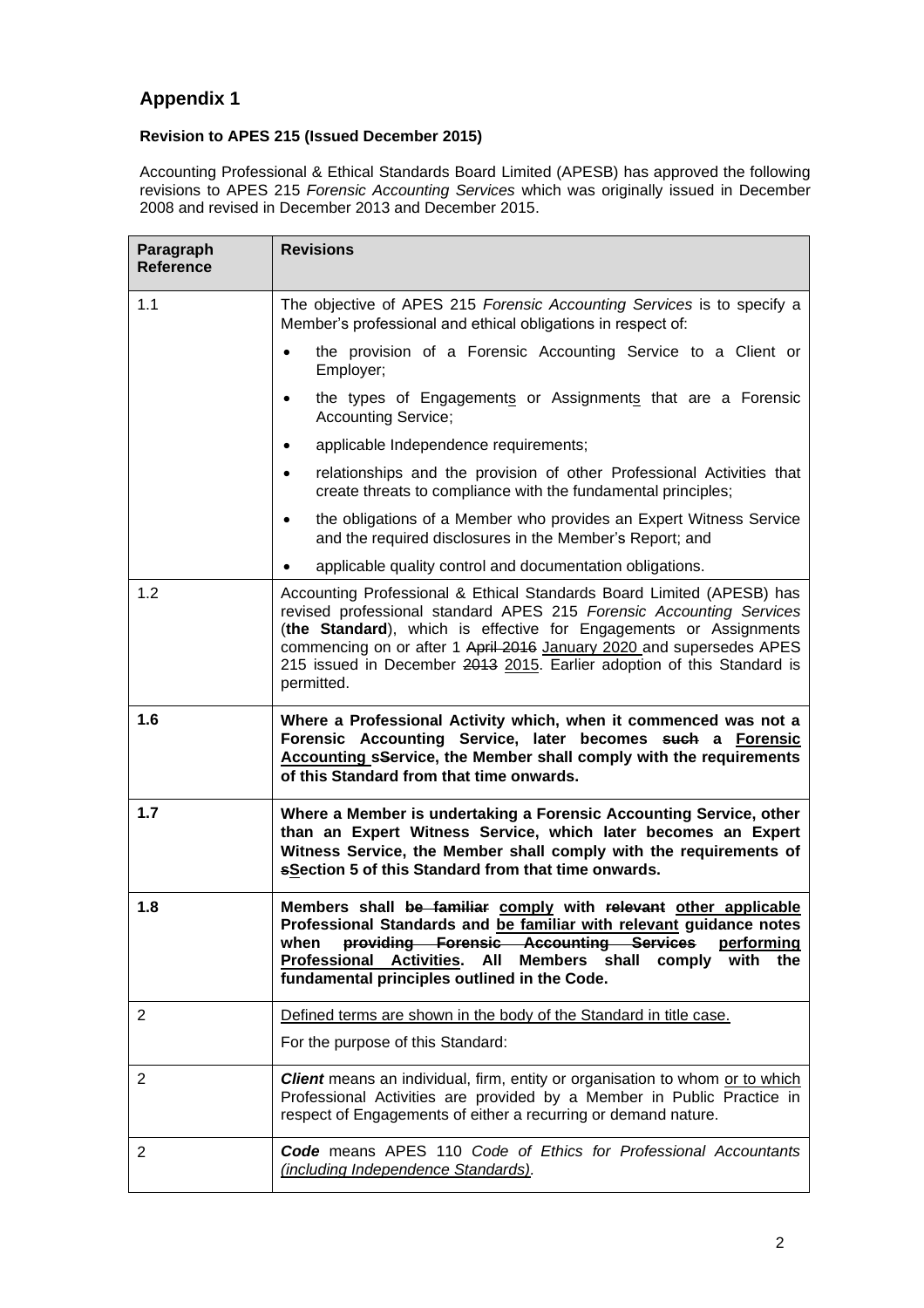## Appendix 1

**Revision to APES 215 (Issued December 2015)**

Accounting Professional & Ethical Standards Board Limited (APESB) has approved the following revisions to APES 215 *Forensic Accounting Services* which was originally issued in December 2008 and revised in December 2013 and December 2015.

| Paragraph Reference | Revisions |
|---|---|
| 1.1 | The objective of APES 215 *Forensic Accounting Services* is to specify a Member's professional and ethical obligations in respect of:<br>• the provision of a Forensic Accounting Service to a Client or Employer;<br>• the types of Engagement<u>s</u> or Assignment<u>s</u> that are a Forensic Accounting Service;<br>• applicable Independence requirements;<br>• relationships and the provision of other Professional Activities that create threats to compliance with the fundamental principles;<br>• the obligations of a Member who provides an Expert Witness Service and the required disclosures in the Member's Report; and<br>• applicable quality control and documentation obligations. |
| 1.2 | Accounting Professional & Ethical Standards Board Limited (APESB) has revised professional standard APES 215 *Forensic Accounting Services* (**the Standard**), which is effective for Engagements or Assignments commencing on or after 1 ~~April 2016~~ <u>January 2020</u> and supersedes APES 215 issued in December ~~2013~~ <u>2015</u>. Earlier adoption of this Standard is permitted. |
| **1.6** | **Where a Professional Activity which, when it commenced was not a Forensic Accounting Service, later becomes ~~such~~ a <u>Forensic Accounting s</u>~~S~~ervice, the Member shall comply with the requirements of this Standard from that time onwards.** |
| **1.7** | **Where a Member is undertaking a Forensic Accounting Service, other than an Expert Witness Service, which later becomes an Expert Witness Service, the Member shall comply with the requirements of ~~s~~<u>S</u>ection 5 of this Standard from that time onwards.** |
| **1.8** | **Members shall ~~be familiar~~ <u>comply</u> with ~~relevant~~ <u>other applicable</u> Professional Standards and <u>be familiar with relevant</u> guidance notes when ~~providing Forensic Accounting Services~~ <u>performing Professional Activities</u>. All Members shall comply with the fundamental principles outlined in the Code.** |
| 2 | <u>Defined terms are shown in the body of the Standard in title case.</u><br>For the purpose of this Standard: |
| 2 | ***Client*** means an individual, firm, entity or organisation to whom <u>or to which</u> Professional Activities are provided by a Member in Public Practice in respect of Engagements of either a recurring or demand nature. |
| 2 | ***Code*** means APES 110 *Code of Ethics for Professional Accountants <u>(including Independence Standards)</u>*. |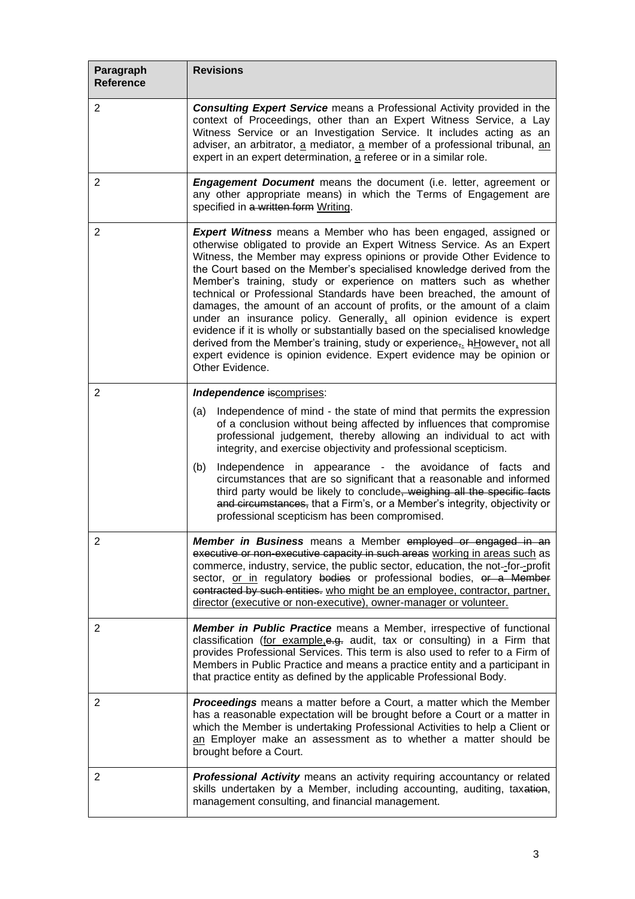| Paragraph Reference | Revisions |
|---|---|
| 2 | ***Consulting Expert Service*** means a Professional Activity provided in the context of Proceedings, other than an Expert Witness Service, a Lay Witness Service or an Investigation Service. It includes acting as an adviser, an arbitrator, a mediator, a member of a professional tribunal, an expert in an expert determination, a referee or in a similar role. |
| 2 | ***Engagement Document*** means the document (i.e. letter, agreement or any other appropriate means) in which the Terms of Engagement are specified in ~~a written form~~ Writing. |
| 2 | ***Expert Witness*** means a Member who has been engaged, assigned or otherwise obligated to provide an Expert Witness Service. As an Expert Witness, the Member may express opinions or provide Other Evidence to the Court based on the Member's specialised knowledge derived from the Member's training, study or experience on matters such as whether technical or Professional Standards have been breached, the amount of damages, the amount of an account of profits, or the amount of a claim under an insurance policy. Generally, all opinion evidence is expert evidence if it is wholly or substantially based on the specialised knowledge derived from the Member's training, study or experience~~,~~. ~~h~~However, not all expert evidence is opinion evidence. Expert evidence may be opinion or Other Evidence. |
| 2 | ***Independence*** ~~is~~comprises:<br><br>(a) Independence of mind - the state of mind that permits the expression of a conclusion without being affected by influences that compromise professional judgement, thereby allowing an individual to act with integrity, and exercise objectivity and professional scepticism.<br><br>(b) Independence in appearance - the avoidance of facts and circumstances that are so significant that a reasonable and informed third party would be likely to conclude~~, weighing all the specific facts and circumstances,~~ that a Firm's, or a Member's integrity, objectivity or professional scepticism has been compromised. |
| 2 | ***Member in Business*** means a Member ~~employed or engaged in an executive or non-executive capacity in such areas~~ working in areas such as commerce, industry, service, the public sector, education, the not-~~-~~for-~~-~~profit sector, or in regulatory ~~bodies~~ or professional bodies, ~~or a Member contracted by such entities.~~ who might be an employee, contractor, partner, director (executive or non-executive), owner-manager or volunteer. |
| 2 | ***Member in Public Practice*** means a Member, irrespective of functional classification (for example,~~e.g.~~ audit, tax or consulting) in a Firm that provides Professional Services. This term is also used to refer to a Firm of Members in Public Practice and means a practice entity and a participant in that practice entity as defined by the applicable Professional Body. |
| 2 | ***Proceedings*** means a matter before a Court, a matter which the Member has a reasonable expectation will be brought before a Court or a matter in which the Member is undertaking Professional Activities to help a Client or an Employer make an assessment as to whether a matter should be brought before a Court. |
| 2 | ***Professional Activity*** means an activity requiring accountancy or related skills undertaken by a Member, including accounting, auditing, tax~~ation~~, management consulting, and financial management. |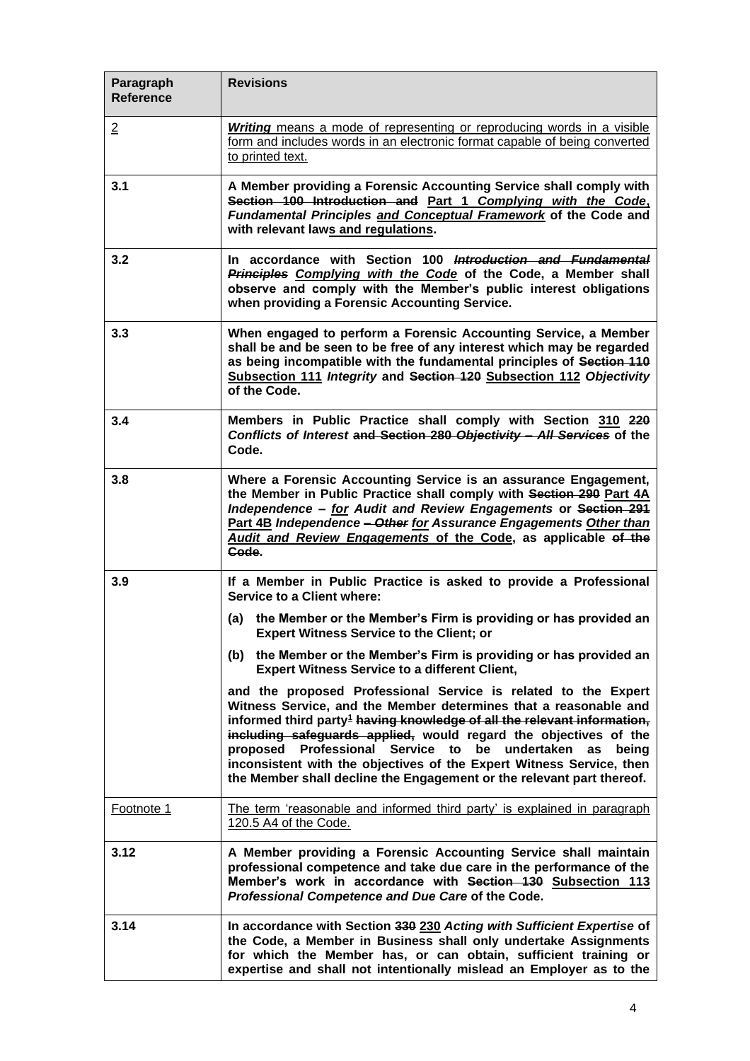| Paragraph Reference | Revisions |
|---|---|
| 2 | ***Writing*** means a mode of representing or reproducing words in a visible form and includes words in an electronic format capable of being converted to printed text. |
| **3.1** | **A Member providing a Forensic Accounting Service shall comply with ~~Section 100 Introduction and~~ Part 1 *Complying with the Code*, *Fundamental Principles and Conceptual Framework* of the Code and with relevant laws and regulations.** |
| **3.2** | **In accordance with Section 100 ~~*Introduction and Fundamental Principles*~~ *Complying with the Code* of the Code, a Member shall observe and comply with the Member's public interest obligations when providing a Forensic Accounting Service.** |
| **3.3** | **When engaged to perform a Forensic Accounting Service, a Member shall be and be seen to be free of any interest which may be regarded as being incompatible with the fundamental principles of ~~Section 110~~ Subsection 111 *Integrity* and ~~Section 120~~ Subsection 112 *Objectivity* of the Code.** |
| **3.4** | **Members in Public Practice shall comply with Section 310 ~~220~~ *Conflicts of Interest* ~~and Section 280 *Objectivity – All Services*~~ of the Code.** |
| **3.8** | **Where a Forensic Accounting Service is an assurance Engagement, the Member in Public Practice shall comply with ~~Section 290~~ Part 4A *Independence – for Audit and Review Engagements* or ~~Section 291~~ Part 4B *Independence ~~– Other~~ for Assurance Engagements Other than Audit and Review Engagements* of the Code, as applicable ~~of the Code~~.** |
| **3.9** | **If a Member in Public Practice is asked to provide a Professional Service to a Client where:**<br><br>**(a) the Member or the Member's Firm is providing or has provided an Expert Witness Service to the Client; or**<br><br>**(b) the Member or the Member's Firm is providing or has provided an Expert Witness Service to a different Client,**<br><br>**and the proposed Professional Service is related to the Expert Witness Service, and the Member determines that a reasonable and informed third party[1] ~~having knowledge of all the relevant information, including safeguards applied,~~ would regard the objectives of the proposed Professional Service to be undertaken as being inconsistent with the objectives of the Expert Witness Service, then the Member shall decline the Engagement or the relevant part thereof.** |
| Footnote 1 | The term 'reasonable and informed third party' is explained in paragraph 120.5 A4 of the Code. |
| **3.12** | **A Member providing a Forensic Accounting Service shall maintain professional competence and take due care in the performance of the Member's work in accordance with ~~Section 130~~ Subsection 113 *Professional Competence and Due Care* of the Code.** |
| **3.14** | **In accordance with Section ~~330~~ 230 *Acting with Sufficient Expertise* of the Code, a Member in Business shall only undertake Assignments for which the Member has, or can obtain, sufficient training or expertise and shall not intentionally mislead an Employer as to the** |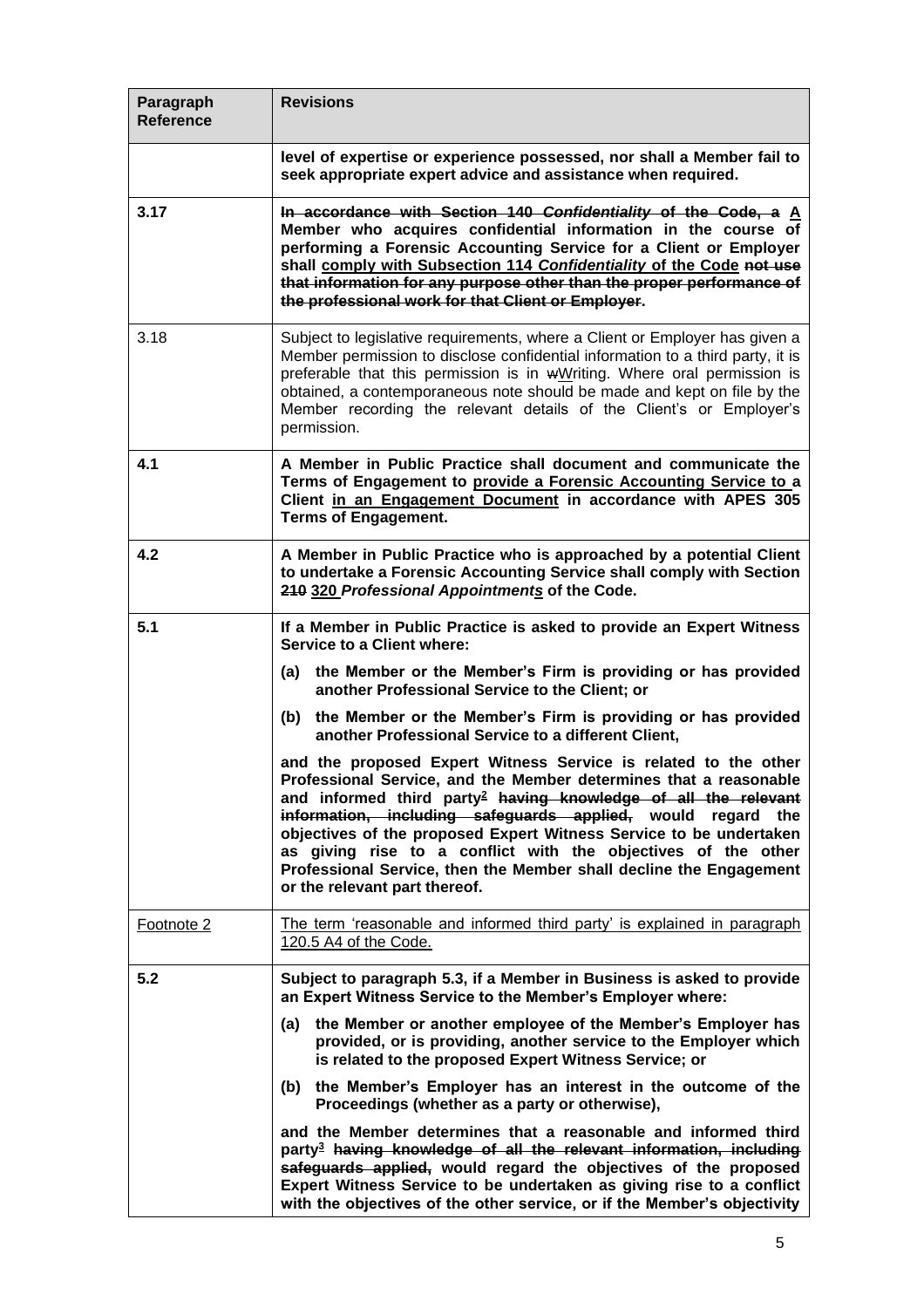| Paragraph Reference | Revisions |
|---|---|
| | **level of expertise or experience possessed, nor shall a Member fail to seek appropriate expert advice and assistance when required.** |
| **3.17** | **~~In accordance with Section 140 *Confidentiality* of the Code, a~~ <u>A</u> Member who acquires confidential information in the course of performing a Forensic Accounting Service for a Client or Employer shall <u>comply with Subsection 114 *Confidentiality* of the Code</u> ~~not use that information for any purpose other than the proper performance of the professional work for that Client or Employer~~.** |
| 3.18 | Subject to legislative requirements, where a Client or Employer has given a Member permission to disclose confidential information to a third party, it is preferable that this permission is in ~~w~~<u>W</u>riting. Where oral permission is obtained, a contemporaneous note should be made and kept on file by the Member recording the relevant details of the Client's or Employer's permission. |
| **4.1** | **A Member in Public Practice shall document and communicate the Terms of Engagement to <u>provide a Forensic Accounting Service to a</u> Client <u>in an Engagement Document</u> in accordance with APES 305 Terms of Engagement.** |
| **4.2** | **A Member in Public Practice who is approached by a potential Client to undertake a Forensic Accounting Service shall comply with Section ~~210~~ <u>320</u> *Professional Appointment<u>s</u>* of the Code.** |
| **5.1** | **If a Member in Public Practice is asked to provide an Expert Witness Service to a Client where:** <br><br> **(a) the Member or the Member's Firm is providing or has provided another Professional Service to the Client; or** <br><br> **(b) the Member or the Member's Firm is providing or has provided another Professional Service to a different Client,** <br><br> **and the proposed Expert Witness Service is related to the other Professional Service, and the Member determines that a reasonable and informed third party[2] ~~having knowledge of all the relevant information, including safeguards applied,~~ would regard the objectives of the proposed Expert Witness Service to be undertaken as giving rise to a conflict with the objectives of the other Professional Service, then the Member shall decline the Engagement or the relevant part thereof.** |
| <u>Footnote 2</u> | <u>The term 'reasonable and informed third party' is explained in paragraph 120.5 A4 of the Code.</u> |
| **5.2** | **Subject to paragraph 5.3, if a Member in Business is asked to provide an Expert Witness Service to the Member's Employer where:** <br><br> **(a) the Member or another employee of the Member's Employer has provided, or is providing, another service to the Employer which is related to the proposed Expert Witness Service; or** <br><br> **(b) the Member's Employer has an interest in the outcome of the Proceedings (whether as a party or otherwise),** <br><br> **and the Member determines that a reasonable and informed third party[3] ~~having knowledge of all the relevant information, including safeguards applied,~~ would regard the objectives of the proposed Expert Witness Service to be undertaken as giving rise to a conflict with the objectives of the other service, or if the Member's objectivity** |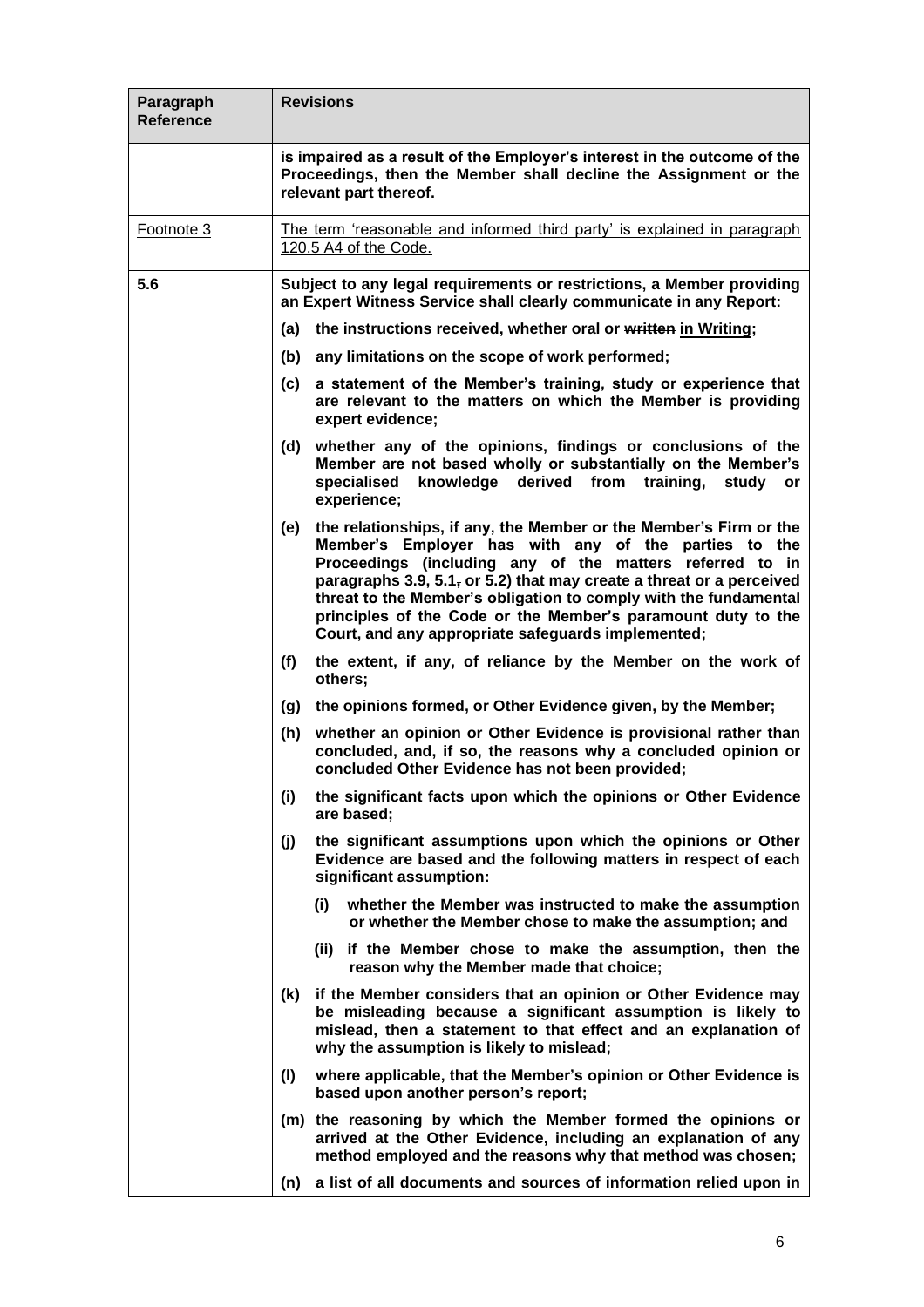| Paragraph Reference | Revisions |
|---|---|
| | **is impaired as a result of the Employer's interest in the outcome of the Proceedings, then the Member shall decline the Assignment or the relevant part thereof.** |
| <u>Footnote 3</u> | <u>The term 'reasonable and informed third party' is explained in paragraph 120.5 A4 of the Code.</u> |
| **5.6** | **Subject to any legal requirements or restrictions, a Member providing an Expert Witness Service shall clearly communicate in any Report:**<br><br>**(a) the instructions received, whether oral or ~~written~~ <u>in Writing</u>;**<br><br>**(b) any limitations on the scope of work performed;**<br><br>**(c) a statement of the Member's training, study or experience that are relevant to the matters on which the Member is providing expert evidence;**<br><br>**(d) whether any of the opinions, findings or conclusions of the Member are not based wholly or substantially on the Member's specialised knowledge derived from training, study or experience;**<br><br>**(e) the relationships, if any, the Member or the Member's Firm or the Member's Employer has with any of the parties to the Proceedings (including any of the matters referred to in paragraphs 3.9, 5.1~~,~~ or 5.2) that may create a threat or a perceived threat to the Member's obligation to comply with the fundamental principles of the Code or the Member's paramount duty to the Court, and any appropriate safeguards implemented;**<br><br>**(f) the extent, if any, of reliance by the Member on the work of others;**<br><br>**(g) the opinions formed, or Other Evidence given, by the Member;**<br><br>**(h) whether an opinion or Other Evidence is provisional rather than concluded, and, if so, the reasons why a concluded opinion or concluded Other Evidence has not been provided;**<br><br>**(i) the significant facts upon which the opinions or Other Evidence are based;**<br><br>**(j) the significant assumptions upon which the opinions or Other Evidence are based and the following matters in respect of each significant assumption:**<br><br>**(i) whether the Member was instructed to make the assumption or whether the Member chose to make the assumption; and**<br><br>**(ii) if the Member chose to make the assumption, then the reason why the Member made that choice;**<br><br>**(k) if the Member considers that an opinion or Other Evidence may be misleading because a significant assumption is likely to mislead, then a statement to that effect and an explanation of why the assumption is likely to mislead;**<br><br>**(l) where applicable, that the Member's opinion or Other Evidence is based upon another person's report;**<br><br>**(m) the reasoning by which the Member formed the opinions or arrived at the Other Evidence, including an explanation of any method employed and the reasons why that method was chosen;**<br><br>**(n) a list of all documents and sources of information relied upon in** |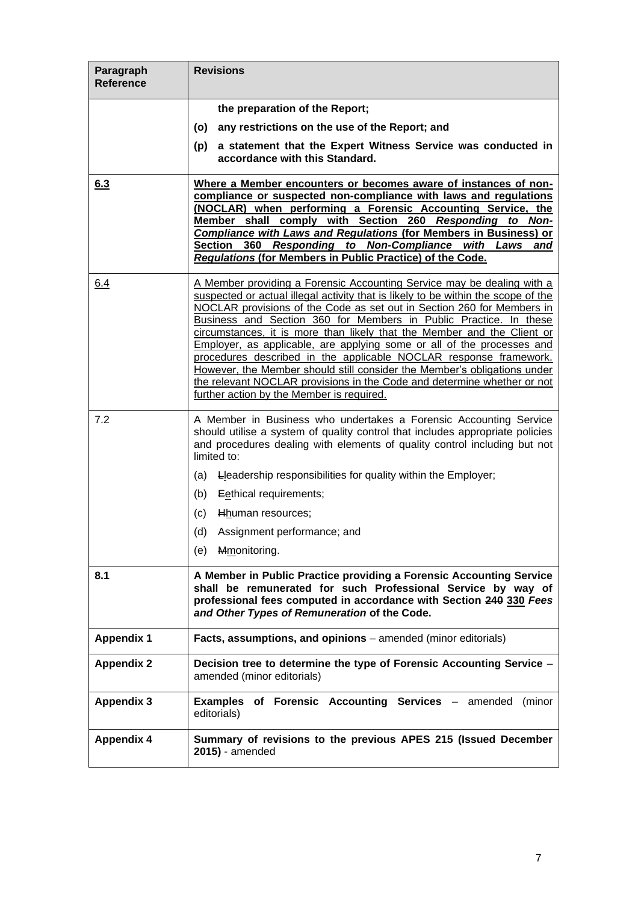| Paragraph Reference | Revisions |
|---|---|
| | **the preparation of the Report;**<br>**(o) any restrictions on the use of the Report; and**<br>**(p) a statement that the Expert Witness Service was conducted in accordance with this Standard.** |
| 6.3 | **Where a Member encounters or becomes aware of instances of non-compliance or suspected non-compliance with laws and regulations (NOCLAR) when performing a Forensic Accounting Service, the Member shall comply with Section 260 *Responding to Non-Compliance with Laws and Regulations* (for Members in Business) or Section 360 *Responding to Non-Compliance with Laws and Regulations* (for Members in Public Practice) of the Code.** |
| 6.4 | A Member providing a Forensic Accounting Service may be dealing with a suspected or actual illegal activity that is likely to be within the scope of the NOCLAR provisions of the Code as set out in Section 260 for Members in Business and Section 360 for Members in Public Practice. In these circumstances, it is more than likely that the Member and the Client or Employer, as applicable, are applying some or all of the processes and procedures described in the applicable NOCLAR response framework. However, the Member should still consider the Member's obligations under the relevant NOCLAR provisions in the Code and determine whether or not further action by the Member is required. |
| 7.2 | A Member in Business who undertakes a Forensic Accounting Service should utilise a system of quality control that includes appropriate policies and procedures dealing with elements of quality control including but not limited to:<br>(a) ~~L~~leadership responsibilities for quality within the Employer;<br>(b) ~~E~~ethical requirements;<br>(c) ~~H~~human resources;<br>(d) Assignment performance; and<br>(e) ~~M~~monitoring. |
| **8.1** | **A Member in Public Practice providing a Forensic Accounting Service shall be remunerated for such Professional Service by way of professional fees computed in accordance with Section ~~240~~ 330 *Fees and Other Types of Remuneration* of the Code.** |
| **Appendix 1** | **Facts, assumptions, and opinions** – amended (minor editorials) |
| **Appendix 2** | **Decision tree to determine the type of Forensic Accounting Service** – amended (minor editorials) |
| **Appendix 3** | **Examples of Forensic Accounting Services** – amended (minor editorials) |
| **Appendix 4** | **Summary of revisions to the previous APES 215 (Issued December 2015)** - amended |